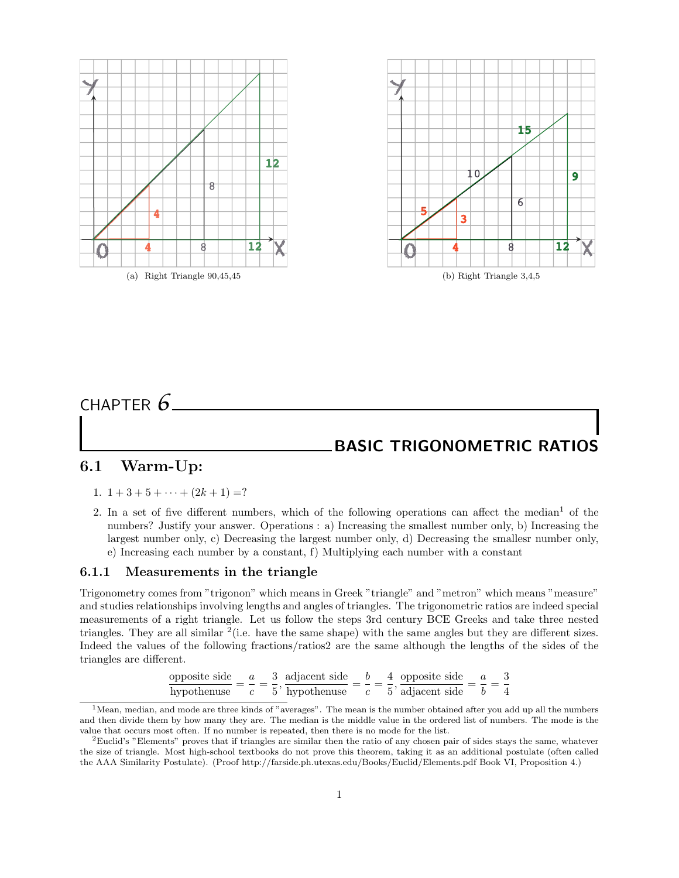(a) Right Triangle 90,45,45

(b) Right Triangle 3,4,5

# CHAPTER 6

# BASIC TRIGONOMETRIC RATIOS

## 6.1 Warm-Up:

1. $1 + 3 + 5 + \cdots + (2k + 1) = ?$
2. In a set of five different numbers, which of the following operations can affect the median[1] of the numbers? Justify your answer. Operations : a) Increasing the smallest number only, b) Increasing the largest number only, c) Decreasing the largest number only, d) Decreasing the smallesr number only, e) Increasing each number by a constant, f) Multiplying each number with a constant

### 6.1.1 Measurements in the triangle

Trigonometry comes from "trigonon" which means in Greek "triangle" and "metron" which means "measure" and studies relationships involving lengths and angles of triangles. The trigonometric ratios are indeed special measurements of a right triangle. Let us follow the steps 3rd century BCE Greeks and take three nested triangles. They are all similar [2](i.e. have the same shape) with the same angles but they are different sizes. Indeed the values of the following fractions/ratios2 are the same although the lengths of the sides of the triangles are different.

$$\frac{\text{opposite side}}{\text{hypothenuse}} = \frac{a}{c} = \frac{3}{5}, \frac{\text{adjacent side}}{\text{hypothenuse}} = \frac{b}{c} = \frac{4}{5}, \frac{\text{opposite side}}{\text{adjacent side}} = \frac{a}{b} = \frac{3}{4}$$

---

[1]Mean, median, and mode are three kinds of "averages". The mean is the number obtained after you add up all the numbers and then divide them by how many they are. The median is the middle value in the ordered list of numbers. The mode is the value that occurs most often. If no number is repeated, then there is no mode for the list.

[2]Euclid's "Elements" proves that if triangles are similar then the ratio of any chosen pair of sides stays the same, whatever the size of triangle. Most high-school textbooks do not prove this theorem, taking it as an additional postulate (often called the AAA Similarity Postulate). (Proof http://farside.ph.utexas.edu/Books/Euclid/Elements.pdf Book VI, Proposition 4.)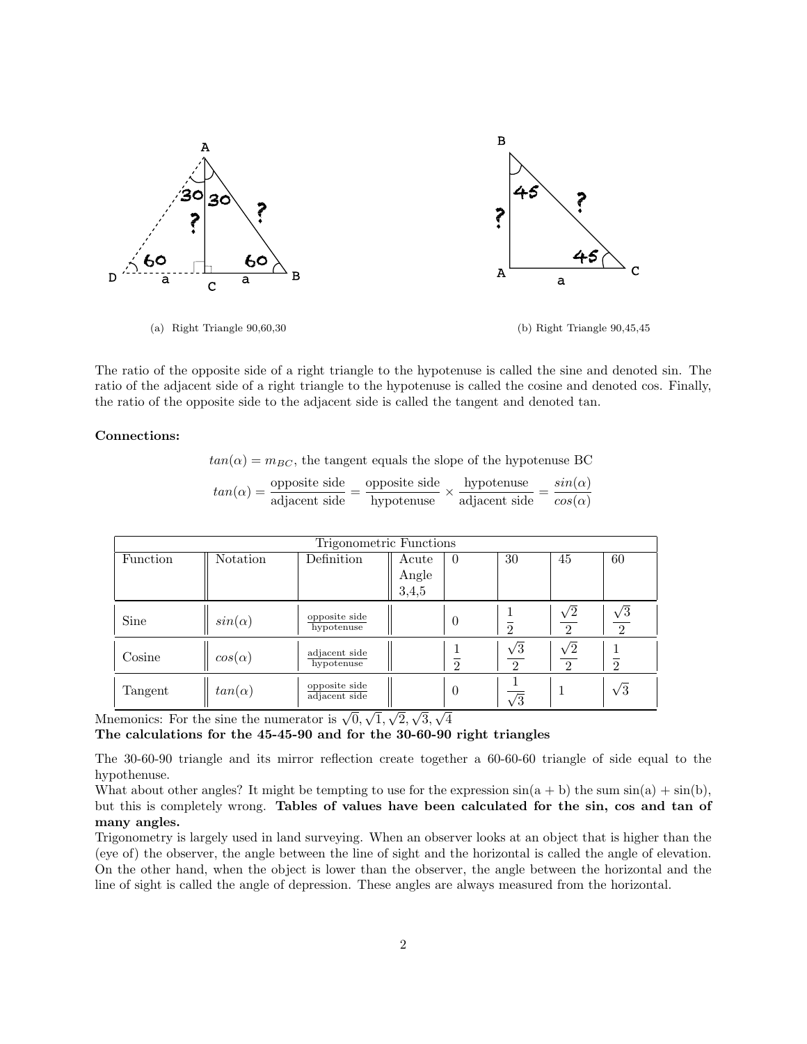(a) Right Triangle 90,60,30

(b) Right Triangle 90,45,45

The ratio of the opposite side of a right triangle to the hypotenuse is called the sine and denoted sin. The ratio of the adjacent side of a right triangle to the hypotenuse is called the cosine and denoted cos. Finally, the ratio of the opposite side to the adjacent side is called the tangent and denoted tan.

**Connections:**

$tan(\alpha) = m_{BC}$, the tangent equals the slope of the hypotenuse BC

$$tan(\alpha) = \frac{\text{opposite side}}{\text{adjacent side}} = \frac{\text{opposite side}}{\text{hypotenuse}} \times \frac{\text{hypotenuse}}{\text{adjacent side}} = \frac{sin(\alpha)}{cos(\alpha)}$$

| Trigonometric Functions | | | | | | | |
|---|---|---|---|---|---|---|---|
| Function | Notation | Definition | Acute Angle 3,4,5 | 0 | 30 | 45 | 60 |
| Sine | $sin(\alpha)$ | $\frac{\text{opposite side}}{\text{hypotenuse}}$ | | $0$ | $\frac{1}{2}$ | $\frac{\sqrt{2}}{2}$ | $\frac{\sqrt{3}}{2}$ |
| Cosine | $cos(\alpha)$ | $\frac{\text{adjacent side}}{\text{hypotenuse}}$ | | $\frac{1}{2}$ | $\frac{\sqrt{3}}{2}$ | $\frac{\sqrt{2}}{2}$ | $\frac{1}{2}$ |
| Tangent | $tan(\alpha)$ | $\frac{\text{opposite side}}{\text{adjacent side}}$ | | $0$ | $\frac{1}{\sqrt{3}}$ | $1$ | $\sqrt{3}$ |

Mnemonics: For the sine the numerator is $\sqrt{0}, \sqrt{1}, \sqrt{2}, \sqrt{3}, \sqrt{4}$

**The calculations for the 45-45-90 and for the 30-60-90 right triangles**

The 30-60-90 triangle and its mirror reflection create together a 60-60-60 triangle of side equal to the hypothenuse.

What about other angles? It might be tempting to use for the expression sin(a + b) the sum sin(a) + sin(b), but this is completely wrong. **Tables of values have been calculated for the sin, cos and tan of many angles.**

Trigonometry is largely used in land surveying. When an observer looks at an object that is higher than the (eye of) the observer, the angle between the line of sight and the horizontal is called the angle of elevation. On the other hand, when the object is lower than the observer, the angle between the horizontal and the line of sight is called the angle of depression. These angles are always measured from the horizontal.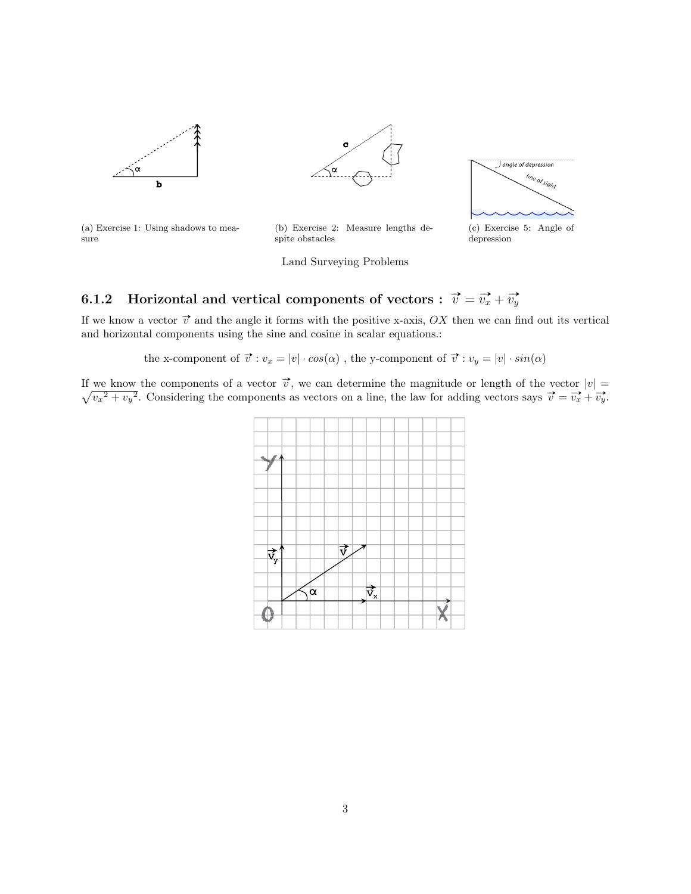(a) Exercise 1: Using shadows to measure

(b) Exercise 2: Measure lengths despite obstacles

(c) Exercise 5: Angle of depression

Land Surveying Problems

### 6.1.2 Horizontal and vertical components of vectors : $\vec{v} = \vec{v_x} + \vec{v_y}$

If we know a vector $\vec{v}$ and the angle it forms with the positive x-axis, $OX$ then we can find out its vertical and horizontal components using the sine and cosine in scalar equations.:

$$\text{the x-component of } \vec{v} : v_x = |v| \cdot cos(\alpha) \text{ , the y-component of } \vec{v} : v_y = |v| \cdot sin(\alpha)$$

If we know the components of a vector $\vec{v}$, we can determine the magnitude or length of the vector $|v| = \sqrt{v_x{}^2 + v_y{}^2}$. Considering the components as vectors on a line, the law for adding vectors says $\vec{v} = \vec{v_x} + \vec{v_y}$.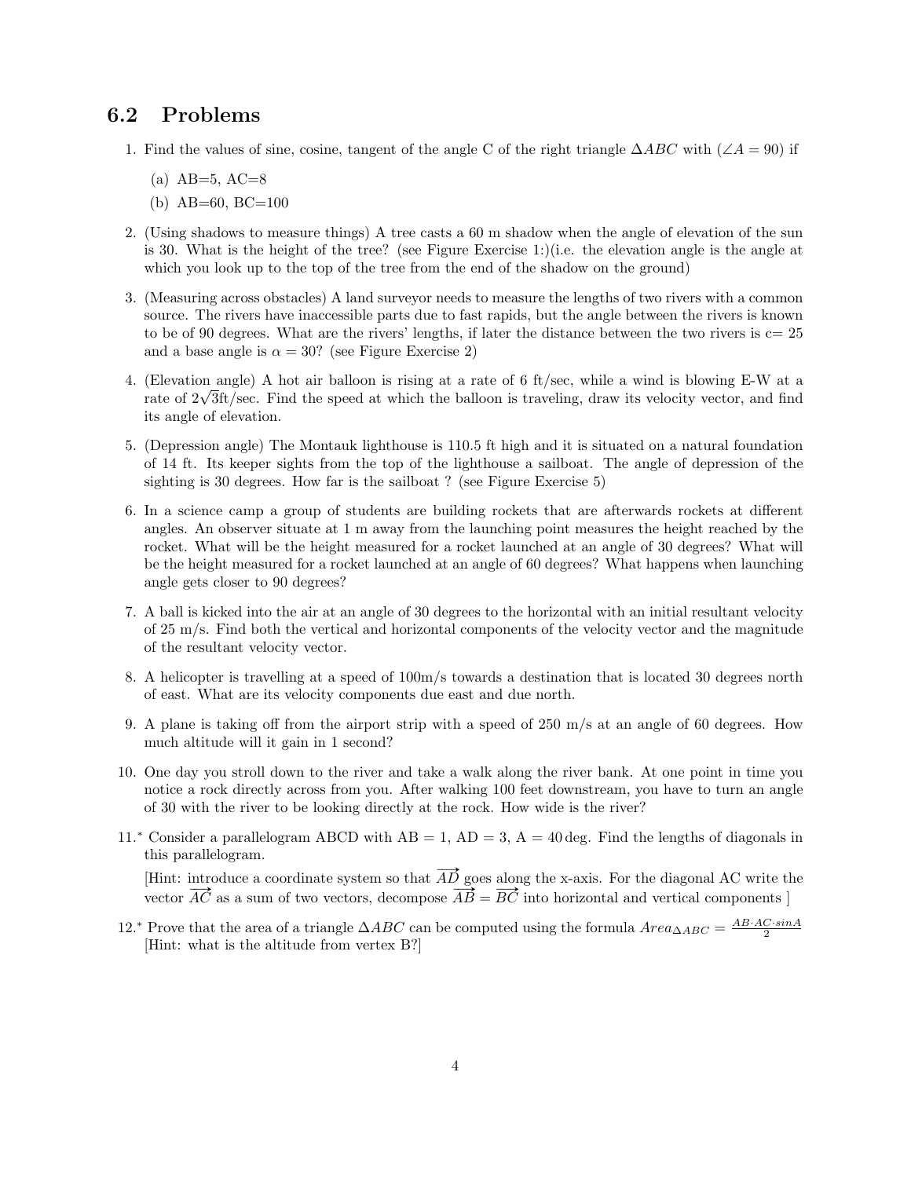## 6.2 Problems

1. Find the values of sine, cosine, tangent of the angle C of the right triangle $\Delta ABC$ with ($\angle A = 90$) if

   (a) AB=5, AC=8

   (b) AB=60, BC=100

2. (Using shadows to measure things) A tree casts a 60 m shadow when the angle of elevation of the sun is 30. What is the height of the tree? (see Figure Exercise 1:)(i.e. the elevation angle is the angle at which you look up to the top of the tree from the end of the shadow on the ground)

3. (Measuring across obstacles) A land surveyor needs to measure the lengths of two rivers with a common source. The rivers have inaccessible parts due to fast rapids, but the angle between the rivers is known to be of 90 degrees. What are the rivers' lengths, if later the distance between the two rivers is c= 25 and a base angle is $\alpha = 30$? (see Figure Exercise 2)

4. (Elevation angle) A hot air balloon is rising at a rate of 6 ft/sec, while a wind is blowing E-W at a rate of $2\sqrt{3}$ft/sec. Find the speed at which the balloon is traveling, draw its velocity vector, and find its angle of elevation.

5. (Depression angle) The Montauk lighthouse is 110.5 ft high and it is situated on a natural foundation of 14 ft. Its keeper sights from the top of the lighthouse a sailboat. The angle of depression of the sighting is 30 degrees. How far is the sailboat ? (see Figure Exercise 5)

6. In a science camp a group of students are building rockets that are afterwards rockets at different angles. An observer situate at 1 m away from the launching point measures the height reached by the rocket. What will be the height measured for a rocket launched at an angle of 30 degrees? What will be the height measured for a rocket launched at an angle of 60 degrees? What happens when launching angle gets closer to 90 degrees?

7. A ball is kicked into the air at an angle of 30 degrees to the horizontal with an initial resultant velocity of 25 m/s. Find both the vertical and horizontal components of the velocity vector and the magnitude of the resultant velocity vector.

8. A helicopter is travelling at a speed of 100m/s towards a destination that is located 30 degrees north of east. What are its velocity components due east and due north.

9. A plane is taking off from the airport strip with a speed of 250 m/s at an angle of 60 degrees. How much altitude will it gain in 1 second?

10. One day you stroll down to the river and take a walk along the river bank. At one point in time you notice a rock directly across from you. After walking 100 feet downstream, you have to turn an angle of 30 with the river to be looking directly at the rock. How wide is the river?

11.* Consider a parallelogram ABCD with AB = 1, AD = 3, A = 40 deg. Find the lengths of diagonals in this parallelogram.

    [Hint: introduce a coordinate system so that $\overrightarrow{AD}$ goes along the x-axis. For the diagonal AC write the vector $\overrightarrow{AC}$ as a sum of two vectors, decompose $\overrightarrow{AB} = \overrightarrow{BC}$ into horizontal and vertical components ]

12.* Prove that the area of a triangle $\Delta ABC$ can be computed using the formula $Area_{\Delta ABC} = \frac{AB \cdot AC \cdot sinA}{2}$ [Hint: what is the altitude from vertex B?]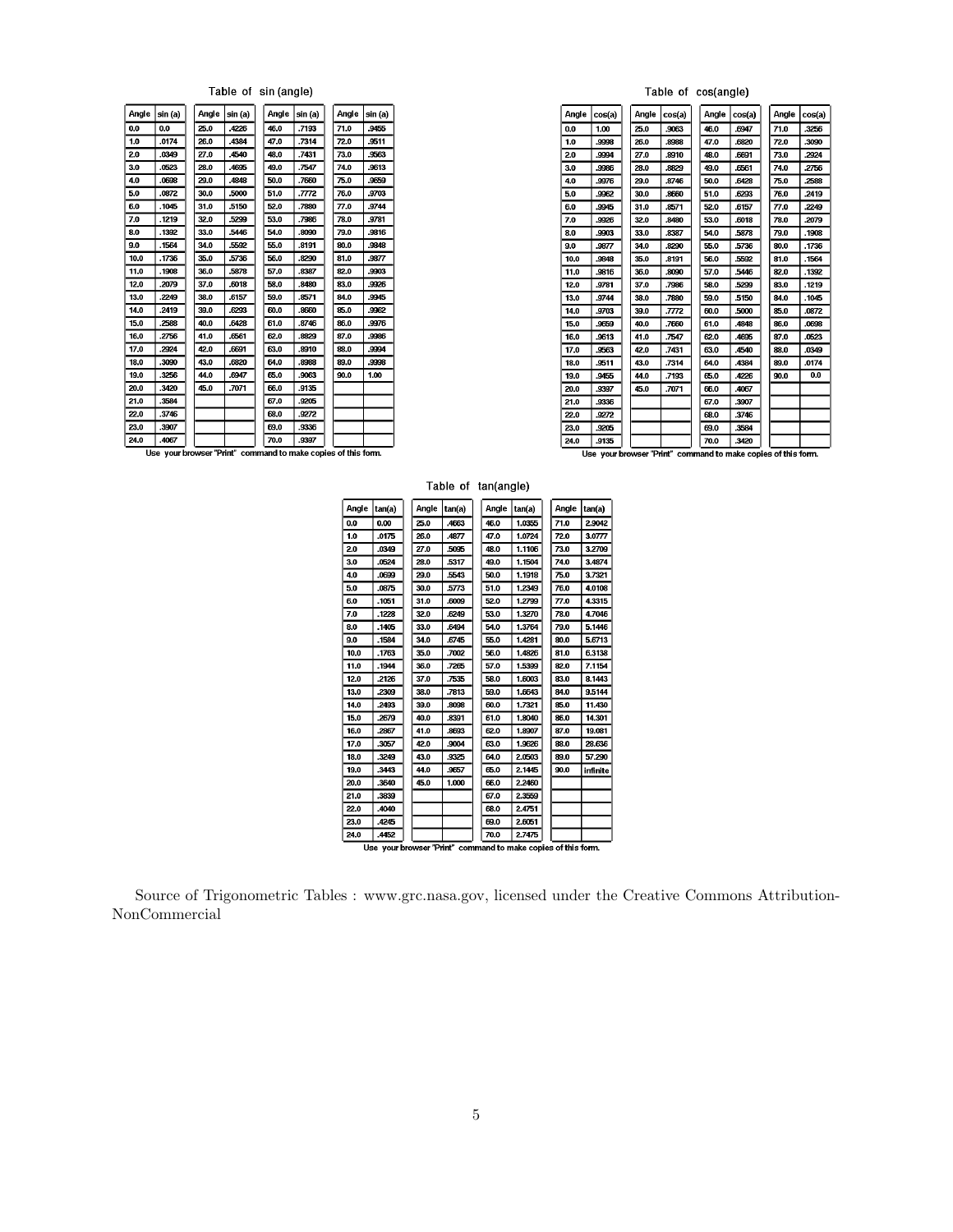Table of sin (angle)

| Angle | sin (a) | Angle | sin (a) | Angle | sin (a) | Angle | sin (a) |
|---|---|---|---|---|---|---|---|
| 0.0 | 0.0 | 25.0 | .4226 | 46.0 | .7193 | 71.0 | .9455 |
| 1.0 | .0174 | 26.0 | .4384 | 47.0 | .7314 | 72.0 | .9511 |
| 2.0 | .0349 | 27.0 | .4540 | 48.0 | .7431 | 73.0 | .9563 |
| 3.0 | .0523 | 28.0 | .4695 | 49.0 | .7547 | 74.0 | .9613 |
| 4.0 | .0698 | 29.0 | .4848 | 50.0 | .7660 | 75.0 | .9659 |
| 5.0 | .0872 | 30.0 | .5000 | 51.0 | .7772 | 76.0 | .9703 |
| 6.0 | .1045 | 31.0 | .5150 | 52.0 | .7880 | 77.0 | .9744 |
| 7.0 | .1219 | 32.0 | .5299 | 53.0 | .7986 | 78.0 | .9781 |
| 8.0 | .1392 | 33.0 | .5446 | 54.0 | .8090 | 79.0 | .9816 |
| 9.0 | .1564 | 34.0 | .5592 | 55.0 | .8191 | 80.0 | .9848 |
| 10.0 | .1736 | 35.0 | .5736 | 56.0 | .8290 | 81.0 | .9877 |
| 11.0 | .1908 | 36.0 | .5878 | 57.0 | .8387 | 82.0 | .9903 |
| 12.0 | .2079 | 37.0 | .6018 | 58.0 | .8480 | 83.0 | .9926 |
| 13.0 | .2249 | 38.0 | .6157 | 59.0 | .8571 | 84.0 | .9945 |
| 14.0 | .2419 | 39.0 | .6293 | 60.0 | .8660 | 85.0 | .9962 |
| 15.0 | .2588 | 40.0 | .6428 | 61.0 | .8746 | 86.0 | .9976 |
| 16.0 | .2756 | 41.0 | .6561 | 62.0 | .8829 | 87.0 | .9986 |
| 17.0 | .2924 | 42.0 | .6691 | 63.0 | .8910 | 88.0 | .9994 |
| 18.0 | .3090 | 43.0 | .6820 | 64.0 | .8988 | 89.0 | .9998 |
| 19.0 | .3256 | 44.0 | .6947 | 65.0 | .9063 | 90.0 | 1.00 |
| 20.0 | .3420 | 45.0 | .7071 | 66.0 | .9135 | | |
| 21.0 | .3584 | | | 67.0 | .9205 | | |
| 22.0 | .3746 | | | 68.0 | .9272 | | |
| 23.0 | .3907 | | | 69.0 | .9336 | | |
| 24.0 | .4067 | | | 70.0 | .9397 | | |

Use your browser "Print" command to make copies of this form.

Table of cos(angle)

| Angle | cos(a) | Angle | cos(a) | Angle | cos(a) | Angle | cos(a) |
|---|---|---|---|---|---|---|---|
| 0.0 | 1.00 | 25.0 | .9063 | 46.0 | .6947 | 71.0 | .3256 |
| 1.0 | .9998 | 26.0 | .8988 | 47.0 | .6820 | 72.0 | .3090 |
| 2.0 | .9994 | 27.0 | .8910 | 48.0 | .6691 | 73.0 | .2924 |
| 3.0 | .9986 | 28.0 | .8829 | 49.0 | .6561 | 74.0 | .2756 |
| 4.0 | .9976 | 29.0 | .8746 | 50.0 | .6428 | 75.0 | .2588 |
| 5.0 | .9962 | 30.0 | .8660 | 51.0 | .6293 | 76.0 | .2419 |
| 6.0 | .9945 | 31.0 | .8571 | 52.0 | .6157 | 77.0 | .2249 |
| 7.0 | .9926 | 32.0 | .8480 | 53.0 | .6018 | 78.0 | .2079 |
| 8.0 | .9903 | 33.0 | .8387 | 54.0 | .5878 | 79.0 | .1908 |
| 9.0 | .9877 | 34.0 | .8290 | 55.0 | .5736 | 80.0 | .1736 |
| 10.0 | .9848 | 35.0 | .8191 | 56.0 | .5592 | 81.0 | .1564 |
| 11.0 | .9816 | 36.0 | .8090 | 57.0 | .5446 | 82.0 | .1392 |
| 12.0 | .9781 | 37.0 | .7986 | 58.0 | .5299 | 83.0 | .1219 |
| 13.0 | .9744 | 38.0 | .7880 | 59.0 | .5150 | 84.0 | .1045 |
| 14.0 | .9703 | 39.0 | .7772 | 60.0 | .5000 | 85.0 | .0872 |
| 15.0 | .9659 | 40.0 | .7660 | 61.0 | .4848 | 86.0 | .0698 |
| 16.0 | .9613 | 41.0 | .7547 | 62.0 | .4695 | 87.0 | .0523 |
| 17.0 | .9563 | 42.0 | .7431 | 63.0 | .4540 | 88.0 | .0349 |
| 18.0 | .9511 | 43.0 | .7314 | 64.0 | .4384 | 89.0 | .0174 |
| 19.0 | .9455 | 44.0 | .7193 | 65.0 | .4226 | 90.0 | 0.0 |
| 20.0 | .9397 | 45.0 | .7071 | 66.0 | .4067 | | |
| 21.0 | .9336 | | | 67.0 | .3907 | | |
| 22.0 | .9272 | | | 68.0 | .3746 | | |
| 23.0 | .9205 | | | 69.0 | .3584 | | |
| 24.0 | .9135 | | | 70.0 | .3420 | | |

Use your browser "Print" command to make copies of this form.

Table of tan(angle)

| Angle | tan(a) | Angle | tan(a) | Angle | tan(a) | Angle | tan(a) |
|---|---|---|---|---|---|---|---|
| 0.0 | 0.00 | 25.0 | .4663 | 46.0 | 1.0355 | 71.0 | 2.9042 |
| 1.0 | .0175 | 26.0 | .4877 | 47.0 | 1.0724 | 72.0 | 3.0777 |
| 2.0 | .0349 | 27.0 | .5095 | 48.0 | 1.1106 | 73.0 | 3.2709 |
| 3.0 | .0524 | 28.0 | .5317 | 49.0 | 1.1504 | 74.0 | 3.4874 |
| 4.0 | .0699 | 29.0 | .5543 | 50.0 | 1.1918 | 75.0 | 3.7321 |
| 5.0 | .0875 | 30.0 | .5773 | 51.0 | 1.2349 | 76.0 | 4.0108 |
| 6.0 | .1051 | 31.0 | .6009 | 52.0 | 1.2799 | 77.0 | 4.3315 |
| 7.0 | .1228 | 32.0 | .6249 | 53.0 | 1.3270 | 78.0 | 4.7046 |
| 8.0 | .1405 | 33.0 | .6494 | 54.0 | 1.3764 | 79.0 | 5.1446 |
| 9.0 | .1584 | 34.0 | .6745 | 55.0 | 1.4281 | 80.0 | 5.6713 |
| 10.0 | .1763 | 35.0 | .7002 | 56.0 | 1.4826 | 81.0 | 6.3138 |
| 11.0 | .1944 | 36.0 | .7265 | 57.0 | 1.5399 | 82.0 | 7.1154 |
| 12.0 | .2126 | 37.0 | .7535 | 58.0 | 1.6003 | 83.0 | 8.1443 |
| 13.0 | .2309 | 38.0 | .7813 | 59.0 | 1.6643 | 84.0 | 9.5144 |
| 14.0 | .2493 | 39.0 | .8098 | 60.0 | 1.7321 | 85.0 | 11.430 |
| 15.0 | .2679 | 40.0 | .8391 | 61.0 | 1.8040 | 86.0 | 14.301 |
| 16.0 | .2867 | 41.0 | .8693 | 62.0 | 1.8807 | 87.0 | 19.081 |
| 17.0 | .3057 | 42.0 | .9004 | 63.0 | 1.9626 | 88.0 | 28.636 |
| 18.0 | .3249 | 43.0 | .9325 | 64.0 | 2.0503 | 89.0 | 57.290 |
| 19.0 | .3443 | 44.0 | .9657 | 65.0 | 2.1445 | 90.0 | infinite |
| 20.0 | .3640 | 45.0 | 1.000 | 66.0 | 2.2460 | | |
| 21.0 | .3839 | | | 67.0 | 2.3559 | | |
| 22.0 | .4040 | | | 68.0 | 2.4751 | | |
| 23.0 | .4245 | | | 69.0 | 2.6051 | | |
| 24.0 | .4452 | | | 70.0 | 2.7475 | | |

Use your browser "Print" command to make copies of this form.

Source of Trigonometric Tables : www.grc.nasa.gov, licensed under the Creative Commons Attribution-NonCommercial